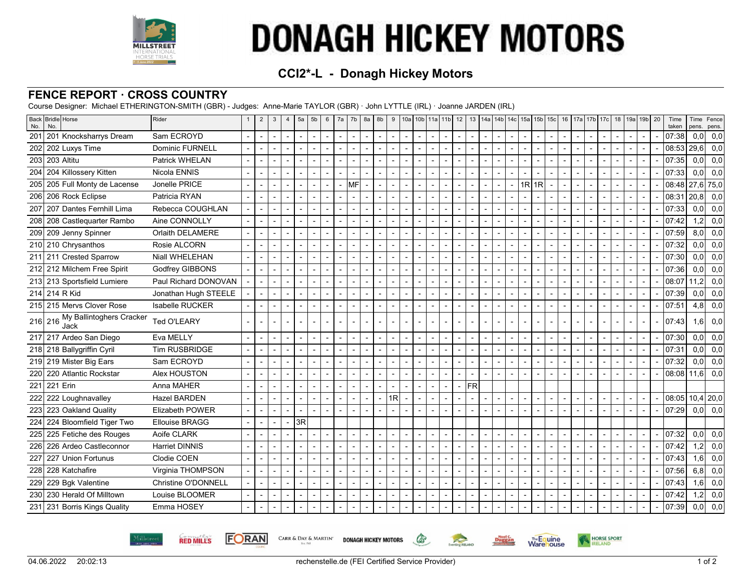# DONAGH HICKEY MOTORS

## CCI2*-L - Donagh Hickey Motors

## FENCE REPORT · CROSS COUNTRY

Course Designer: Michael ETHERINGTON-SMITH (GBR) - Judges: Anne-Marie TAYLOR (GBR) · John LYTTLE (IRL) · Joanne JARDEN (IRL)

| Back No. | Bridle No. | Horse | Rider | 1 | 2 | 3 | 4 | 5a | 5b | 6 | 7a | 7b | 8a | 8b | 9 | 10a | 10b | 11a | 11b | 12 | 13 | 14a | 14b | 14c | 15a | 15b | 15c | 16 | 17a | 17b | 17c | 18 | 19a | 19b | 20 | Time taken | Time pens. | Fence pens. |
|---|---|---|---|---|---|---|---|---|---|---|---|---|---|---|---|---|---|---|---|---|---|---|---|---|---|---|---|---|---|---|---|---|---|---|---|---|---|---|
| 201 | 201 | Knocksharrys Dream | Sam ECROYD | - | - | - | - | - | - | - | - | - | - | - | - | - | - | - | - | - | - | - | - | - | - | - | - | - | - | - | - | - | - | - | - | 07:38 | 0,0 | 0,0 |
| 202 | 202 | Luxys Time | Dominic FURNELL | - | - | - | - | - | - | - | - | - | - | - | - | - | - | - | - | - | - | - | - | - | - | - | - | - | - | - | - | - | - | - | - | 08:53 | 29,6 | 0,0 |
| 203 | 203 | Altitu | Patrick WHELAN | - | - | - | - | - | - | - | - | - | - | - | - | - | - | - | - | - | - | - | - | - | - | - | - | - | - | - | - | - | - | - | - | 07:35 | 0,0 | 0,0 |
| 204 | 204 | Killossery Kitten | Nicola ENNIS | - | - | - | - | - | - | - | - | - | - | - | - | - | - | - | - | - | - | - | - | - | - | - | - | - | - | - | - | - | - | - | - | 07:33 | 0,0 | 0,0 |
| 205 | 205 | Full Monty de Lacense | Jonelle PRICE | - | - | - | - | - | - | - | - | MF | - | - | - | - | - | - | - | - | - | - | - | - | 1R | 1R | - | - | - | - | - | - | - | - | - | 08:48 | 27,6 | 75,0 |
| 206 | 206 | Rock Eclipse | Patricia RYAN | - | - | - | - | - | - | - | - | - | - | - | - | - | - | - | - | - | - | - | - | - | - | - | - | - | - | - | - | - | - | - | - | 08:31 | 20,8 | 0,0 |
| 207 | 207 | Dantes Fernhill Lima | Rebecca COUGHLAN | - | - | - | - | - | - | - | - | - | - | - | - | - | - | - | - | - | - | - | - | - | - | - | - | - | - | - | - | - | - | - | - | 07:33 | 0,0 | 0,0 |
| 208 | 208 | Castlequarter Rambo | Aine CONNOLLY | - | - | - | - | - | - | - | - | - | - | - | - | - | - | - | - | - | - | - | - | - | - | - | - | - | - | - | - | - | - | - | - | 07:42 | 1,2 | 0,0 |
| 209 | 209 | Jenny Spinner | Orlaith DELAMERE | - | - | - | - | - | - | - | - | - | - | - | - | - | - | - | - | - | - | - | - | - | - | - | - | - | - | - | - | - | - | - | - | 07:59 | 8,0 | 0,0 |
| 210 | 210 | Chrysanthos | Rosie ALCORN | - | - | - | - | - | - | - | - | - | - | - | - | - | - | - | - | - | - | - | - | - | - | - | - | - | - | - | - | - | - | - | - | 07:32 | 0,0 | 0,0 |
| 211 | 211 | Crested Sparrow | Niall WHELEHAN | - | - | - | - | - | - | - | - | - | - | - | - | - | - | - | - | - | - | - | - | - | - | - | - | - | - | - | - | - | - | - | - | 07:30 | 0,0 | 0,0 |
| 212 | 212 | Milchem Free Spirit | Godfrey GIBBONS | - | - | - | - | - | - | - | - | - | - | - | - | - | - | - | - | - | - | - | - | - | - | - | - | - | - | - | - | - | - | - | - | 07:36 | 0,0 | 0,0 |
| 213 | 213 | Sportsfield Lumiere | Paul Richard DONOVAN | - | - | - | - | - | - | - | - | - | - | - | - | - | - | - | - | - | - | - | - | - | - | - | - | - | - | - | - | - | - | - | - | 08:07 | 11,2 | 0,0 |
| 214 | 214 | R Kid | Jonathan Hugh STEELE | - | - | - | - | - | - | - | - | - | - | - | - | - | - | - | - | - | - | - | - | - | - | - | - | - | - | - | - | - | - | - | - | 07:39 | 0,0 | 0,0 |
| 215 | 215 | Mervs Clover Rose | Isabelle RUCKER | - | - | - | - | - | - | - | - | - | - | - | - | - | - | - | - | - | - | - | - | - | - | - | - | - | - | - | - | - | - | - | - | 07:51 | 4,8 | 0,0 |
| 216 | 216 | My Ballintoghers Cracker Jack | Ted O'LEARY | - | - | - | - | - | - | - | - | - | - | - | - | - | - | - | - | - | - | - | - | - | - | - | - | - | - | - | - | - | - | - | - | 07:43 | 1,6 | 0,0 |
| 217 | 217 | Ardeo San Diego | Eva MELLY | - | - | - | - | - | - | - | - | - | - | - | - | - | - | - | - | - | - | - | - | - | - | - | - | - | - | - | - | - | - | - | - | 07:30 | 0,0 | 0,0 |
| 218 | 218 | Ballygriffin Cyril | Tim RUSBRIDGE | - | - | - | - | - | - | - | - | - | - | - | - | - | - | - | - | - | - | - | - | - | - | - | - | - | - | - | - | - | - | - | - | 07:31 | 0,0 | 0,0 |
| 219 | 219 | Mister Big Ears | Sam ECROYD | - | - | - | - | - | - | - | - | - | - | - | - | - | - | - | - | - | - | - | - | - | - | - | - | - | - | - | - | - | - | - | - | 07:32 | 0,0 | 0,0 |
| 220 | 220 | Atlantic Rockstar | Alex HOUSTON | - | - | - | - | - | - | - | - | - | - | - | - | - | - | - | - | - | - | - | - | - | - | - | - | - | - | - | - | - | - | - | - | 08:08 | 11,6 | 0,0 |
| 221 | 221 | Erin | Anna MAHER | - | - | - | - | - | - | - | - | - | - | - | - | - | - | - | - | - | FR | | | | | | | | | | | | | | | | | |
| 222 | 222 | Loughnavalley | Hazel BARDEN | - | - | - | - | - | - | - | - | - | - | - | 1R | - | - | - | - | - | - | - | - | - | - | - | - | - | - | - | - | - | - | - | - | 08:05 | 10,4 | 20,0 |
| 223 | 223 | Oakland Quality | Elizabeth POWER | - | - | - | - | - | - | - | - | - | - | - | - | - | - | - | - | - | - | - | - | - | - | - | - | - | - | - | - | - | - | - | - | 07:29 | 0,0 | 0,0 |
| 224 | 224 | Bloomfield Tiger Two | Ellouise BRAGG | - | - | - | - | 3R | | | | | | | | | | | | | | | | | | | | | | | | | | | | | | |
| 225 | 225 | Fetiche des Rouges | Aoife CLARK | - | - | - | - | - | - | - | - | - | - | - | - | - | - | - | - | - | - | - | - | - | - | - | - | - | - | - | - | - | - | - | - | 07:32 | 0,0 | 0,0 |
| 226 | 226 | Ardeo Castleconnor | Harriet DINNIS | - | - | - | - | - | - | - | - | - | - | - | - | - | - | - | - | - | - | - | - | - | - | - | - | - | - | - | - | - | - | - | - | 07:42 | 1,2 | 0,0 |
| 227 | 227 | Union Fortunus | Clodie COEN | - | - | - | - | - | - | - | - | - | - | - | - | - | - | - | - | - | - | - | - | - | - | - | - | - | - | - | - | - | - | - | - | 07:43 | 1,6 | 0,0 |
| 228 | 228 | Katchafire | Virginia THOMPSON | - | - | - | - | - | - | - | - | - | - | - | - | - | - | - | - | - | - | - | - | - | - | - | - | - | - | - | - | - | - | - | - | 07:56 | 6,8 | 0,0 |
| 229 | 229 | Bgk Valentine | Christine O'DONNELL | - | - | - | - | - | - | - | - | - | - | - | - | - | - | - | - | - | - | - | - | - | - | - | - | - | - | - | - | - | - | - | - | 07:43 | 1,6 | 0,0 |
| 230 | 230 | Herald Of Milltown | Louise BLOOMER | - | - | - | - | - | - | - | - | - | - | - | - | - | - | - | - | - | - | - | - | - | - | - | - | - | - | - | - | - | - | - | - | 07:42 | 1,2 | 0,0 |
| 231 | 231 | Borris Kings Quality | Emma HOSEY | - | - | - | - | - | - | - | - | - | - | - | - | - | - | - | - | - | - | - | - | - | - | - | - | - | - | - | - | - | - | - | - | 07:39 | 0,0 | 0,0 |

04.06.2022 20:02:13 rechenstelle.de (FEI Certified Service Provider)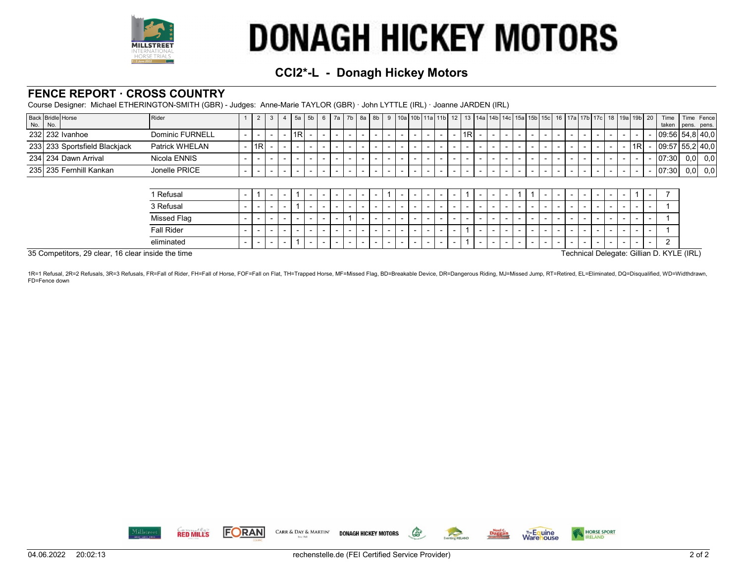# CCI2*-L - Donagh Hickey Motors

## FENCE REPORT · CROSS COUNTRY

Course Designer: Michael ETHERINGTON-SMITH (GBR) - Judges: Anne-Marie TAYLOR (GBR) · John LYTTLE (IRL) · Joanne JARDEN (IRL)

| Back No. | Bridle No. | Horse | Rider | 1 | 2 | 3 | 4 | 5a | 5b | 6 | 7a | 7b | 8a | 8b | 9 | 10a | 10b | 11a | 11b | 12 | 13 | 14a | 14b | 14c | 15a | 15b | 15c | 16 | 17a | 17b | 17c | 18 | 19a | 19b | 20 | Time taken | Time pens. | Fence pens. |
|---|---|---|---|---|---|---|---|---|---|---|---|---|---|---|---|---|---|---|---|---|---|---|---|---|---|---|---|---|---|---|---|---|---|---|---|---|---|---|
| 232 | 232 | Ivanhoe | Dominic FURNELL | - | - | - | - | 1R | - | - | - | - | - | - | - | - | - | - | - | - | 1R | - | - | - | - | - | - | - | - | - | - | - | - | - | - | 09:56 | 54,8 | 40,0 |
| 233 | 233 | Sportsfield Blackjack | Patrick WHELAN | - | 1R | - | - | - | - | - | - | - | - | - | - | - | - | - | - | - | - | - | - | - | - | - | - | - | - | - | - | - | - | 1R | - | 09:57 | 55,2 | 40,0 |
| 234 | 234 | Dawn Arrival | Nicola ENNIS | - | - | - | - | - | - | - | - | - | - | - | - | - | - | - | - | - | - | - | - | - | - | - | - | - | - | - | - | - | - | - | - | 07:30 | 0,0 | 0,0 |
| 235 | 235 | Fernhill Kankan | Jonelle PRICE | - | - | - | - | - | - | - | - | - | - | - | - | - | - | - | - | - | - | - | - | - | - | - | - | - | - | - | - | - | - | - | - | 07:30 | 0,0 | 0,0 |
| | | | 1 Refusal | - | 1 | - | - | 1 | - | - | - | - | - | - | 1 | - | - | - | - | - | 1 | - | - | - | 1 | 1 | - | - | - | - | - | - | - | 1 | - | 7 | | |
| | | | 3 Refusal | - | - | - | - | 1 | - | - | - | - | - | - | - | - | - | - | - | - | - | - | - | - | - | - | - | - | - | - | - | - | - | - | - | 1 | | |
| | | | Missed Flag | - | - | - | - | - | - | - | - | 1 | - | - | - | - | - | - | - | - | - | - | - | - | - | - | - | - | - | - | - | - | - | - | - | 1 | | |
| | | | Fall Rider | - | - | - | - | - | - | - | - | - | - | - | - | - | - | - | - | - | 1 | - | - | - | - | - | - | - | - | - | - | - | - | - | - | 1 | | |
| | | | eliminated | - | - | - | - | 1 | - | - | - | - | - | - | - | - | - | - | - | - | 1 | - | - | - | - | - | - | - | - | - | - | - | - | - | - | 2 | | |

35 Competitors, 29 clear, 16 clear inside the time

Technical Delegate: Gillian D. KYLE (IRL)

1R=1 Refusal, 2R=2 Refusals, 3R=3 Refusals, FR=Fall of Rider, FH=Fall of Horse, FOF=Fall on Flat, TH=Trapped Horse, MF=Missed Flag, BD=Breakable Device, DR=Dangerous Riding, MJ=Missed Jump, RT=Retired, EL=Eliminated, DQ=Disqualified, WD=Widthdrawn, FD=Fence down

04.06.2022 20:02:13 rechenstelle.de (FEI Certified Service Provider)